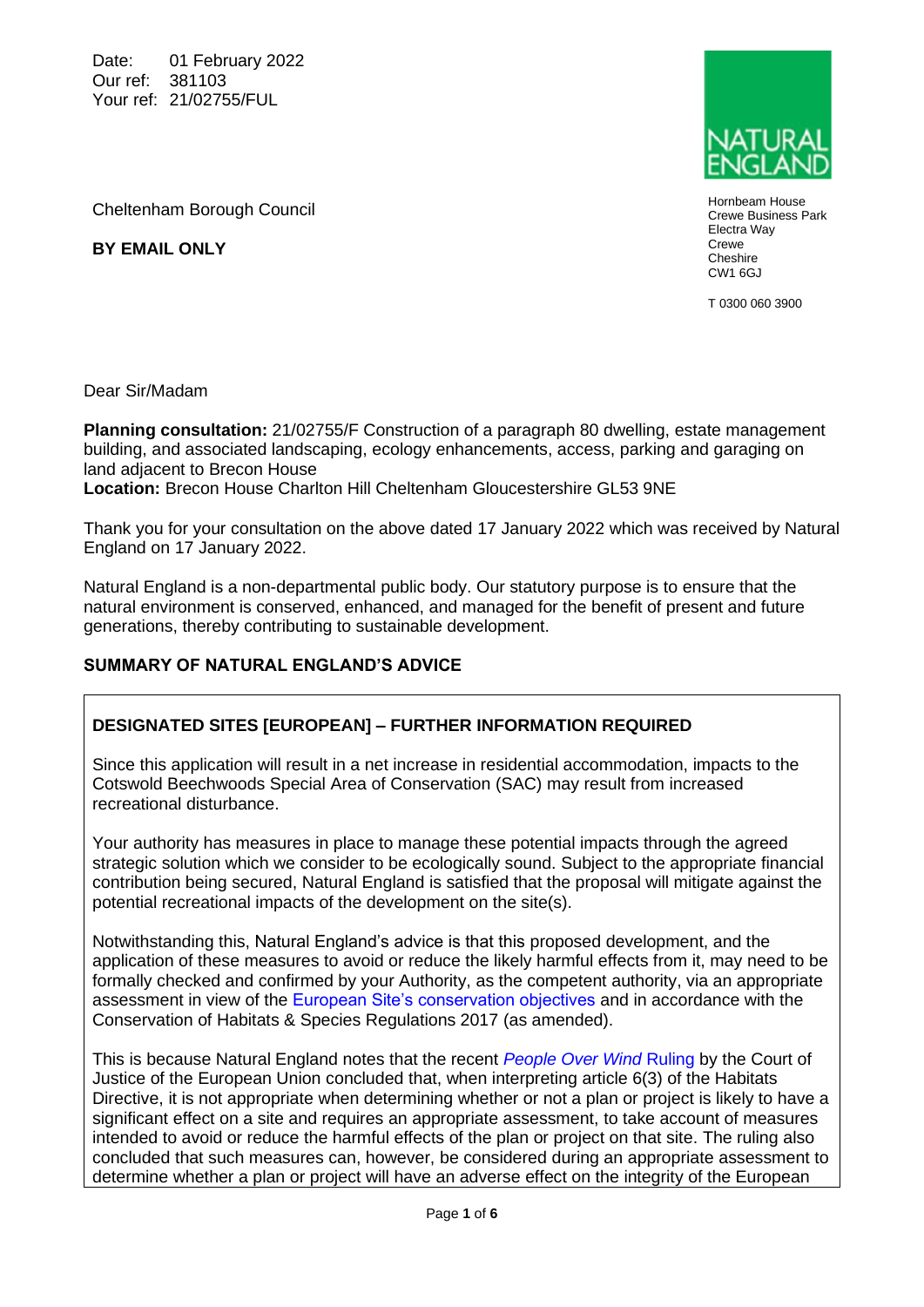Date: 01 February 2022
Our ref: 381103
Your ref: 21/02755/FUL

Cheltenham Borough Council

**BY EMAIL ONLY**

**NATURAL ENGLAND**

Hornbeam House
Crewe Business Park
Electra Way
Crewe
Cheshire
CW1 6GJ

T 0300 060 3900

Dear Sir/Madam

**Planning consultation:** 21/02755/F Construction of a paragraph 80 dwelling, estate management building, and associated landscaping, ecology enhancements, access, parking and garaging on land adjacent to Brecon House
**Location:** Brecon House Charlton Hill Cheltenham Gloucestershire GL53 9NE

Thank you for your consultation on the above dated 17 January 2022 which was received by Natural England on 17 January 2022.

Natural England is a non-departmental public body. Our statutory purpose is to ensure that the natural environment is conserved, enhanced, and managed for the benefit of present and future generations, thereby contributing to sustainable development.

## SUMMARY OF NATURAL ENGLAND'S ADVICE

### DESIGNATED SITES [EUROPEAN] – FURTHER INFORMATION REQUIRED

Since this application will result in a net increase in residential accommodation, impacts to the Cotswold Beechwoods Special Area of Conservation (SAC) may result from increased recreational disturbance.

Your authority has measures in place to manage these potential impacts through the agreed strategic solution which we consider to be ecologically sound. Subject to the appropriate financial contribution being secured, Natural England is satisfied that the proposal will mitigate against the potential recreational impacts of the development on the site(s).

Notwithstanding this, Natural England's advice is that this proposed development, and the application of these measures to avoid or reduce the likely harmful effects from it, may need to be formally checked and confirmed by your Authority, as the competent authority, via an appropriate assessment in view of the European Site's conservation objectives and in accordance with the Conservation of Habitats & Species Regulations 2017 (as amended).

This is because Natural England notes that the recent *People Over Wind* Ruling by the Court of Justice of the European Union concluded that, when interpreting article 6(3) of the Habitats Directive, it is not appropriate when determining whether or not a plan or project is likely to have a significant effect on a site and requires an appropriate assessment, to take account of measures intended to avoid or reduce the harmful effects of the plan or project on that site. The ruling also concluded that such measures can, however, be considered during an appropriate assessment to determine whether a plan or project will have an adverse effect on the integrity of the European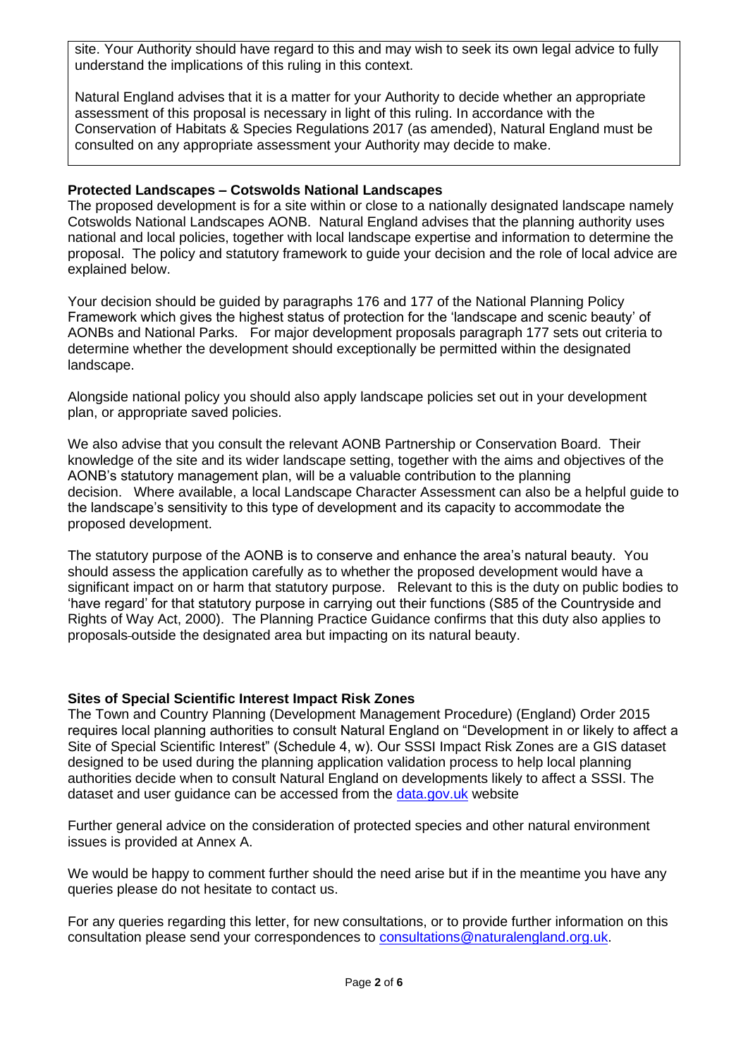site. Your Authority should have regard to this and may wish to seek its own legal advice to fully understand the implications of this ruling in this context.

Natural England advises that it is a matter for your Authority to decide whether an appropriate assessment of this proposal is necessary in light of this ruling. In accordance with the Conservation of Habitats & Species Regulations 2017 (as amended), Natural England must be consulted on any appropriate assessment your Authority may decide to make.

**Protected Landscapes – Cotswolds National Landscapes**

The proposed development is for a site within or close to a nationally designated landscape namely Cotswolds National Landscapes AONB. Natural England advises that the planning authority uses national and local policies, together with local landscape expertise and information to determine the proposal. The policy and statutory framework to guide your decision and the role of local advice are explained below.

Your decision should be guided by paragraphs 176 and 177 of the National Planning Policy Framework which gives the highest status of protection for the 'landscape and scenic beauty' of AONBs and National Parks. For major development proposals paragraph 177 sets out criteria to determine whether the development should exceptionally be permitted within the designated landscape.

Alongside national policy you should also apply landscape policies set out in your development plan, or appropriate saved policies.

We also advise that you consult the relevant AONB Partnership or Conservation Board. Their knowledge of the site and its wider landscape setting, together with the aims and objectives of the AONB's statutory management plan, will be a valuable contribution to the planning decision. Where available, a local Landscape Character Assessment can also be a helpful guide to the landscape's sensitivity to this type of development and its capacity to accommodate the proposed development.

The statutory purpose of the AONB is to conserve and enhance the area's natural beauty. You should assess the application carefully as to whether the proposed development would have a significant impact on or harm that statutory purpose. Relevant to this is the duty on public bodies to 'have regard' for that statutory purpose in carrying out their functions (S85 of the Countryside and Rights of Way Act, 2000). The Planning Practice Guidance confirms that this duty also applies to proposals outside the designated area but impacting on its natural beauty.

**Sites of Special Scientific Interest Impact Risk Zones**

The Town and Country Planning (Development Management Procedure) (England) Order 2015 requires local planning authorities to consult Natural England on "Development in or likely to affect a Site of Special Scientific Interest" (Schedule 4, w). Our SSSI Impact Risk Zones are a GIS dataset designed to be used during the planning application validation process to help local planning authorities decide when to consult Natural England on developments likely to affect a SSSI. The dataset and user guidance can be accessed from the data.gov.uk website

Further general advice on the consideration of protected species and other natural environment issues is provided at Annex A.

We would be happy to comment further should the need arise but if in the meantime you have any queries please do not hesitate to contact us.

For any queries regarding this letter, for new consultations, or to provide further information on this consultation please send your correspondences to consultations@naturalengland.org.uk.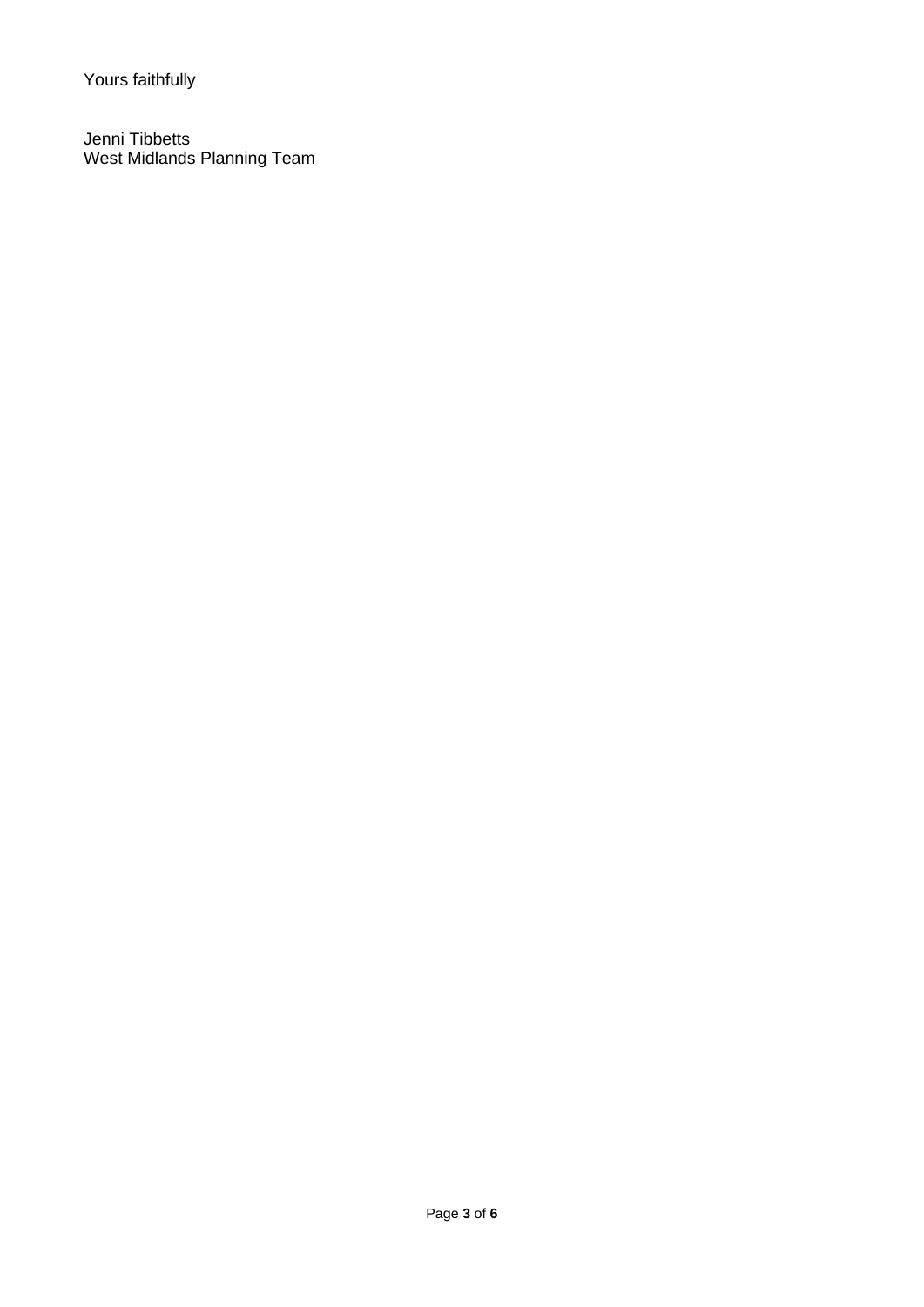Yours faithfully

Jenni Tibbetts
West Midlands Planning Team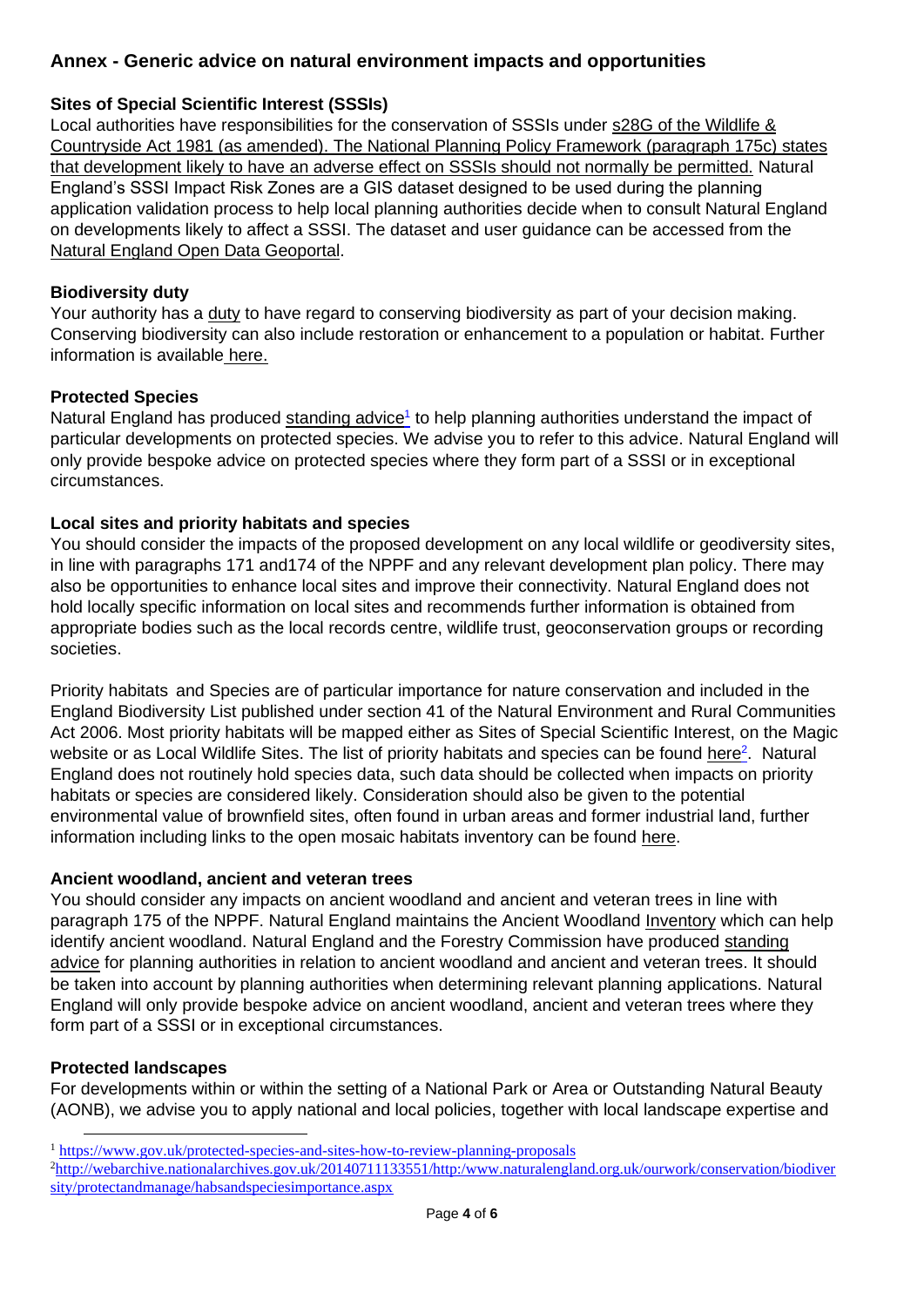## Annex - Generic advice on natural environment impacts and opportunities

### Sites of Special Scientific Interest (SSSIs)

Local authorities have responsibilities for the conservation of SSSIs under s28G of the Wildlife & Countryside Act 1981 (as amended). The National Planning Policy Framework (paragraph 175c) states that development likely to have an adverse effect on SSSIs should not normally be permitted. Natural England's SSSI Impact Risk Zones are a GIS dataset designed to be used during the planning application validation process to help local planning authorities decide when to consult Natural England on developments likely to affect a SSSI. The dataset and user guidance can be accessed from the Natural England Open Data Geoportal.

### Biodiversity duty

Your authority has a duty to have regard to conserving biodiversity as part of your decision making. Conserving biodiversity can also include restoration or enhancement to a population or habitat. Further information is available here.

### Protected Species

Natural England has produced standing advice[1] to help planning authorities understand the impact of particular developments on protected species. We advise you to refer to this advice. Natural England will only provide bespoke advice on protected species where they form part of a SSSI or in exceptional circumstances.

### Local sites and priority habitats and species

You should consider the impacts of the proposed development on any local wildlife or geodiversity sites, in line with paragraphs 171 and174 of the NPPF and any relevant development plan policy. There may also be opportunities to enhance local sites and improve their connectivity. Natural England does not hold locally specific information on local sites and recommends further information is obtained from appropriate bodies such as the local records centre, wildlife trust, geoconservation groups or recording societies.

Priority habitats and Species are of particular importance for nature conservation and included in the England Biodiversity List published under section 41 of the Natural Environment and Rural Communities Act 2006. Most priority habitats will be mapped either as Sites of Special Scientific Interest, on the Magic website or as Local Wildlife Sites. The list of priority habitats and species can be found here[2]. Natural England does not routinely hold species data, such data should be collected when impacts on priority habitats or species are considered likely. Consideration should also be given to the potential environmental value of brownfield sites, often found in urban areas and former industrial land, further information including links to the open mosaic habitats inventory can be found here.

### Ancient woodland, ancient and veteran trees

You should consider any impacts on ancient woodland and ancient and veteran trees in line with paragraph 175 of the NPPF. Natural England maintains the Ancient Woodland Inventory which can help identify ancient woodland. Natural England and the Forestry Commission have produced standing advice for planning authorities in relation to ancient woodland and ancient and veteran trees. It should be taken into account by planning authorities when determining relevant planning applications. Natural England will only provide bespoke advice on ancient woodland, ancient and veteran trees where they form part of a SSSI or in exceptional circumstances.

### Protected landscapes

For developments within or within the setting of a National Park or Area or Outstanding Natural Beauty (AONB), we advise you to apply national and local policies, together with local landscape expertise and

---

[1] https://www.gov.uk/protected-species-and-sites-how-to-review-planning-proposals

[2] http://webarchive.nationalarchives.gov.uk/20140711133551/http:/www.naturalengland.org.uk/ourwork/conservation/biodiversity/protectandmanage/habsandspeciesimportance.aspx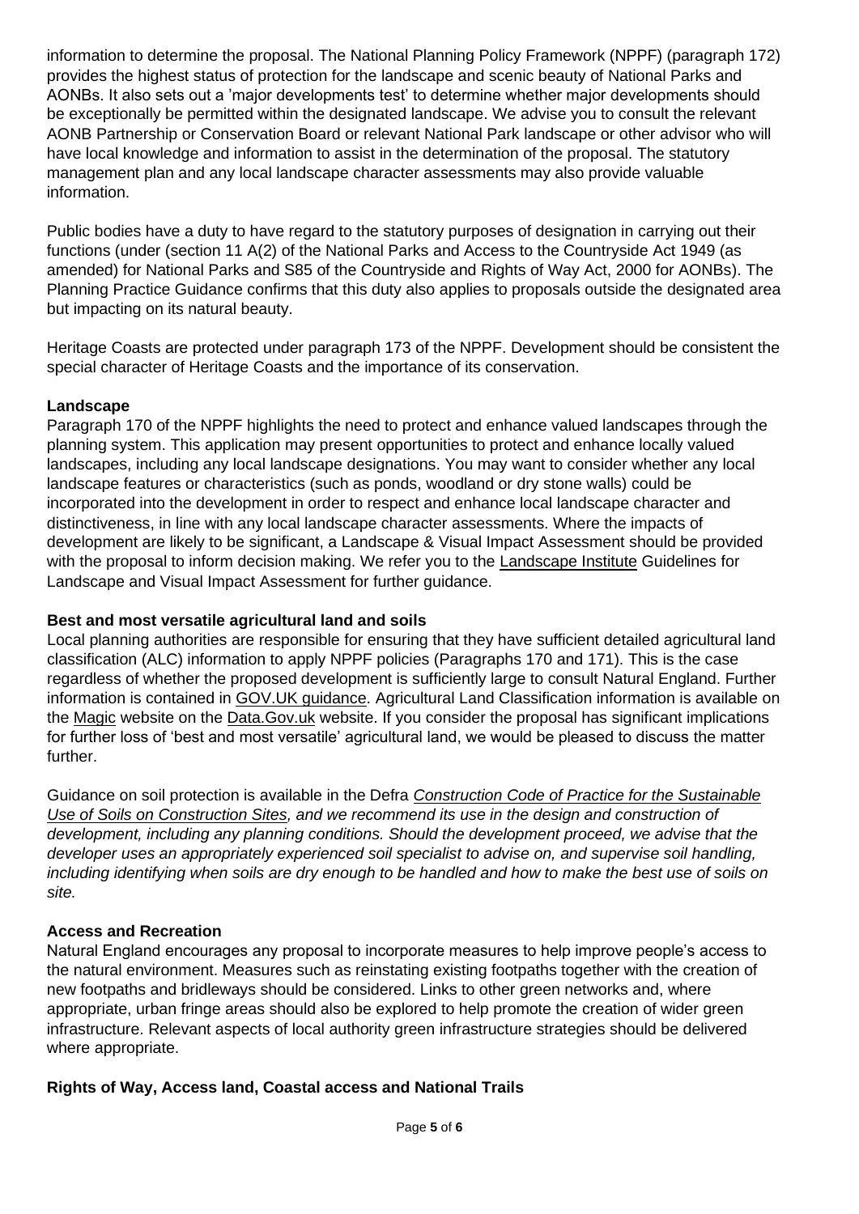information to determine the proposal. The National Planning Policy Framework (NPPF) (paragraph 172) provides the highest status of protection for the landscape and scenic beauty of National Parks and AONBs. It also sets out a 'major developments test' to determine whether major developments should be exceptionally be permitted within the designated landscape. We advise you to consult the relevant AONB Partnership or Conservation Board or relevant National Park landscape or other advisor who will have local knowledge and information to assist in the determination of the proposal. The statutory management plan and any local landscape character assessments may also provide valuable information.

Public bodies have a duty to have regard to the statutory purposes of designation in carrying out their functions (under (section 11 A(2) of the National Parks and Access to the Countryside Act 1949 (as amended) for National Parks and S85 of the Countryside and Rights of Way Act, 2000 for AONBs). The Planning Practice Guidance confirms that this duty also applies to proposals outside the designated area but impacting on its natural beauty.

Heritage Coasts are protected under paragraph 173 of the NPPF. Development should be consistent the special character of Heritage Coasts and the importance of its conservation.

**Landscape**

Paragraph 170 of the NPPF highlights the need to protect and enhance valued landscapes through the planning system. This application may present opportunities to protect and enhance locally valued landscapes, including any local landscape designations. You may want to consider whether any local landscape features or characteristics (such as ponds, woodland or dry stone walls) could be incorporated into the development in order to respect and enhance local landscape character and distinctiveness, in line with any local landscape character assessments. Where the impacts of development are likely to be significant, a Landscape & Visual Impact Assessment should be provided with the proposal to inform decision making. We refer you to the Landscape Institute Guidelines for Landscape and Visual Impact Assessment for further guidance.

**Best and most versatile agricultural land and soils**

Local planning authorities are responsible for ensuring that they have sufficient detailed agricultural land classification (ALC) information to apply NPPF policies (Paragraphs 170 and 171). This is the case regardless of whether the proposed development is sufficiently large to consult Natural England. Further information is contained in GOV.UK guidance. Agricultural Land Classification information is available on the Magic website on the Data.Gov.uk website. If you consider the proposal has significant implications for further loss of 'best and most versatile' agricultural land, we would be pleased to discuss the matter further.

Guidance on soil protection is available in the Defra *Construction Code of Practice for the Sustainable Use of Soils on Construction Sites, and we recommend its use in the design and construction of development, including any planning conditions. Should the development proceed, we advise that the developer uses an appropriately experienced soil specialist to advise on, and supervise soil handling, including identifying when soils are dry enough to be handled and how to make the best use of soils on site.*

**Access and Recreation**

Natural England encourages any proposal to incorporate measures to help improve people's access to the natural environment. Measures such as reinstating existing footpaths together with the creation of new footpaths and bridleways should be considered. Links to other green networks and, where appropriate, urban fringe areas should also be explored to help promote the creation of wider green infrastructure. Relevant aspects of local authority green infrastructure strategies should be delivered where appropriate.

**Rights of Way, Access land, Coastal access and National Trails**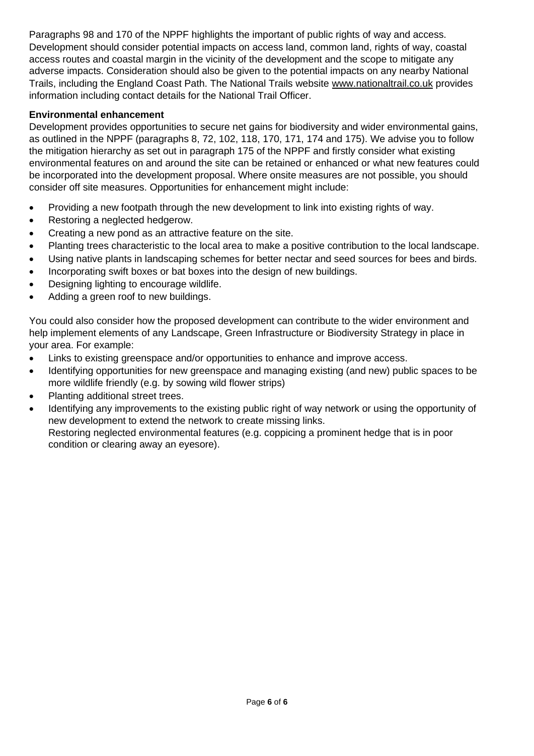Paragraphs 98 and 170 of the NPPF highlights the important of public rights of way and access. Development should consider potential impacts on access land, common land, rights of way, coastal access routes and coastal margin in the vicinity of the development and the scope to mitigate any adverse impacts. Consideration should also be given to the potential impacts on any nearby National Trails, including the England Coast Path. The National Trails website www.nationaltrail.co.uk provides information including contact details for the National Trail Officer.

**Environmental enhancement**

Development provides opportunities to secure net gains for biodiversity and wider environmental gains, as outlined in the NPPF (paragraphs 8, 72, 102, 118, 170, 171, 174 and 175). We advise you to follow the mitigation hierarchy as set out in paragraph 175 of the NPPF and firstly consider what existing environmental features on and around the site can be retained or enhanced or what new features could be incorporated into the development proposal. Where onsite measures are not possible, you should consider off site measures. Opportunities for enhancement might include:

- Providing a new footpath through the new development to link into existing rights of way.
- Restoring a neglected hedgerow.
- Creating a new pond as an attractive feature on the site.
- Planting trees characteristic to the local area to make a positive contribution to the local landscape.
- Using native plants in landscaping schemes for better nectar and seed sources for bees and birds.
- Incorporating swift boxes or bat boxes into the design of new buildings.
- Designing lighting to encourage wildlife.
- Adding a green roof to new buildings.

You could also consider how the proposed development can contribute to the wider environment and help implement elements of any Landscape, Green Infrastructure or Biodiversity Strategy in place in your area. For example:

- Links to existing greenspace and/or opportunities to enhance and improve access.
- Identifying opportunities for new greenspace and managing existing (and new) public spaces to be more wildlife friendly (e.g. by sowing wild flower strips)
- Planting additional street trees.
- Identifying any improvements to the existing public right of way network or using the opportunity of new development to extend the network to create missing links.
  Restoring neglected environmental features (e.g. coppicing a prominent hedge that is in poor condition or clearing away an eyesore).